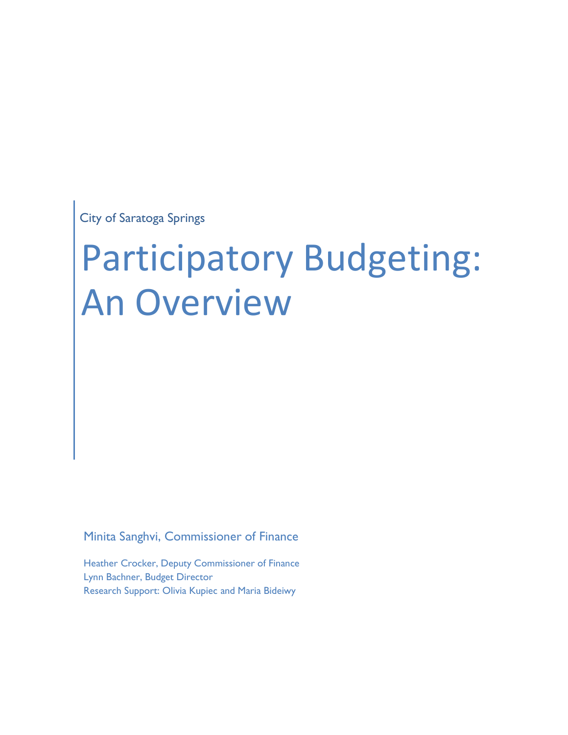City of Saratoga Springs

# Participatory Budgeting: An Overview

Minita Sanghvi, Commissioner of Finance

Heather Crocker, Deputy Commissioner of Finance
Lynn Bachner, Budget Director
Research Support: Olivia Kupiec and Maria Bideiwy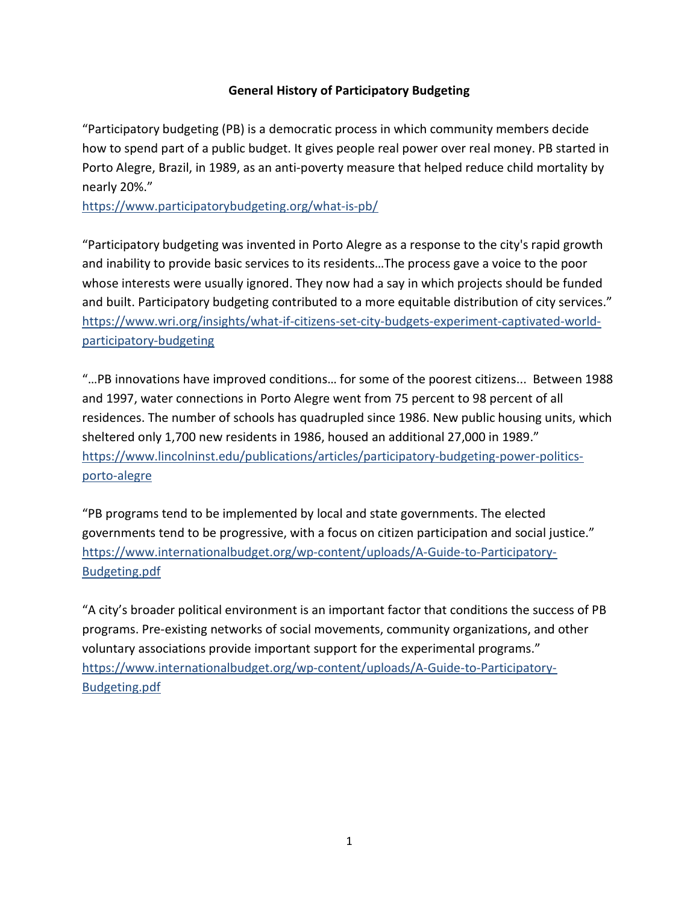## General History of Participatory Budgeting

"Participatory budgeting (PB) is a democratic process in which community members decide how to spend part of a public budget. It gives people real power over real money. PB started in Porto Alegre, Brazil, in 1989, as an anti-poverty measure that helped reduce child mortality by nearly 20%."
https://www.participatorybudgeting.org/what-is-pb/

"Participatory budgeting was invented in Porto Alegre as a response to the city's rapid growth and inability to provide basic services to its residents…The process gave a voice to the poor whose interests were usually ignored. They now had a say in which projects should be funded and built. Participatory budgeting contributed to a more equitable distribution of city services."
https://www.wri.org/insights/what-if-citizens-set-city-budgets-experiment-captivated-world-participatory-budgeting

"…PB innovations have improved conditions… for some of the poorest citizens... Between 1988 and 1997, water connections in Porto Alegre went from 75 percent to 98 percent of all residences. The number of schools has quadrupled since 1986. New public housing units, which sheltered only 1,700 new residents in 1986, housed an additional 27,000 in 1989."
https://www.lincolninst.edu/publications/articles/participatory-budgeting-power-politics-porto-alegre

"PB programs tend to be implemented by local and state governments. The elected governments tend to be progressive, with a focus on citizen participation and social justice."
https://www.internationalbudget.org/wp-content/uploads/A-Guide-to-Participatory-Budgeting.pdf

"A city's broader political environment is an important factor that conditions the success of PB programs. Pre-existing networks of social movements, community organizations, and other voluntary associations provide important support for the experimental programs."
https://www.internationalbudget.org/wp-content/uploads/A-Guide-to-Participatory-Budgeting.pdf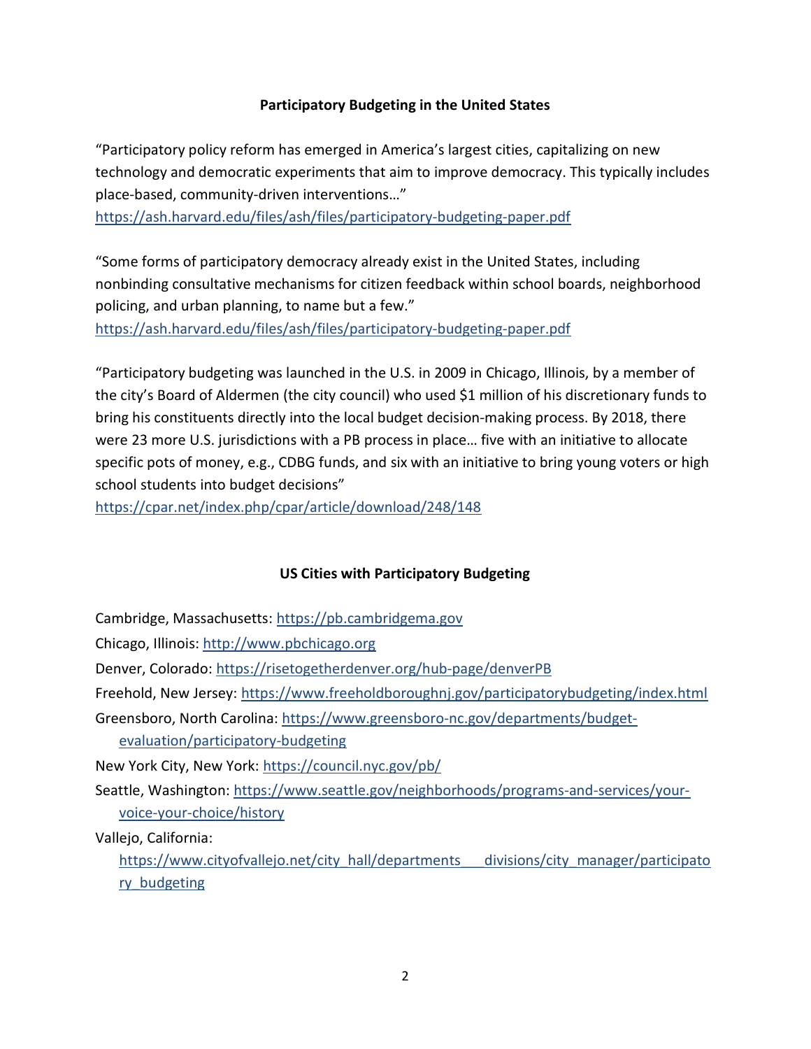## Participatory Budgeting in the United States

"Participatory policy reform has emerged in America's largest cities, capitalizing on new technology and democratic experiments that aim to improve democracy. This typically includes place-based, community-driven interventions…"
https://ash.harvard.edu/files/ash/files/participatory-budgeting-paper.pdf

"Some forms of participatory democracy already exist in the United States, including nonbinding consultative mechanisms for citizen feedback within school boards, neighborhood policing, and urban planning, to name but a few."
https://ash.harvard.edu/files/ash/files/participatory-budgeting-paper.pdf

"Participatory budgeting was launched in the U.S. in 2009 in Chicago, Illinois, by a member of the city's Board of Aldermen (the city council) who used $1 million of his discretionary funds to bring his constituents directly into the local budget decision-making process. By 2018, there were 23 more U.S. jurisdictions with a PB process in place… five with an initiative to allocate specific pots of money, e.g., CDBG funds, and six with an initiative to bring young voters or high school students into budget decisions"
https://cpar.net/index.php/cpar/article/download/248/148

## US Cities with Participatory Budgeting

Cambridge, Massachusetts: https://pb.cambridgema.gov

Chicago, Illinois: http://www.pbchicago.org

Denver, Colorado: https://risetogetherdenver.org/hub-page/denverPB

Freehold, New Jersey: https://www.freeholdboroughnj.gov/participatorybudgeting/index.html

Greensboro, North Carolina: https://www.greensboro-nc.gov/departments/budget-evaluation/participatory-budgeting

New York City, New York: https://council.nyc.gov/pb/

Seattle, Washington: https://www.seattle.gov/neighborhoods/programs-and-services/your-voice-your-choice/history

Vallejo, California: https://www.cityofvallejo.net/city_hall/departments___divisions/city_manager/participatory_budgeting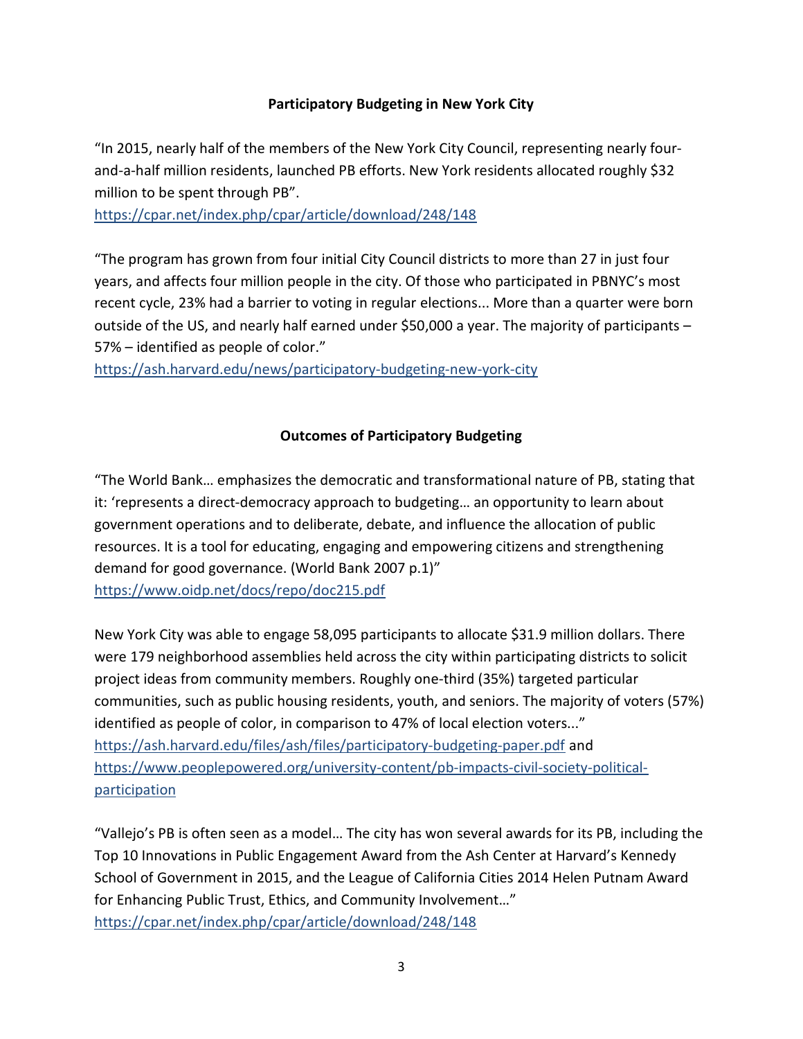**Participatory Budgeting in New York City**

“In 2015, nearly half of the members of the New York City Council, representing nearly four-and-a-half million residents, launched PB efforts. New York residents allocated roughly $32 million to be spent through PB”.
https://cpar.net/index.php/cpar/article/download/248/148

“The program has grown from four initial City Council districts to more than 27 in just four years, and affects four million people in the city. Of those who participated in PBNYC’s most recent cycle, 23% had a barrier to voting in regular elections... More than a quarter were born outside of the US, and nearly half earned under $50,000 a year. The majority of participants – 57% – identified as people of color.”
https://ash.harvard.edu/news/participatory-budgeting-new-york-city

**Outcomes of Participatory Budgeting**

“The World Bank… emphasizes the democratic and transformational nature of PB, stating that it: ‘represents a direct-democracy approach to budgeting… an opportunity to learn about government operations and to deliberate, debate, and influence the allocation of public resources. It is a tool for educating, engaging and empowering citizens and strengthening demand for good governance. (World Bank 2007 p.1)”
https://www.oidp.net/docs/repo/doc215.pdf

New York City was able to engage 58,095 participants to allocate $31.9 million dollars. There were 179 neighborhood assemblies held across the city within participating districts to solicit project ideas from community members. Roughly one-third (35%) targeted particular communities, such as public housing residents, youth, and seniors. The majority of voters (57%) identified as people of color, in comparison to 47% of local election voters..."
https://ash.harvard.edu/files/ash/files/participatory-budgeting-paper.pdf and
https://www.peoplepowered.org/university-content/pb-impacts-civil-society-political-participation

“Vallejo’s PB is often seen as a model… The city has won several awards for its PB, including the Top 10 Innovations in Public Engagement Award from the Ash Center at Harvard’s Kennedy School of Government in 2015, and the League of California Cities 2014 Helen Putnam Award for Enhancing Public Trust, Ethics, and Community Involvement…”
https://cpar.net/index.php/cpar/article/download/248/148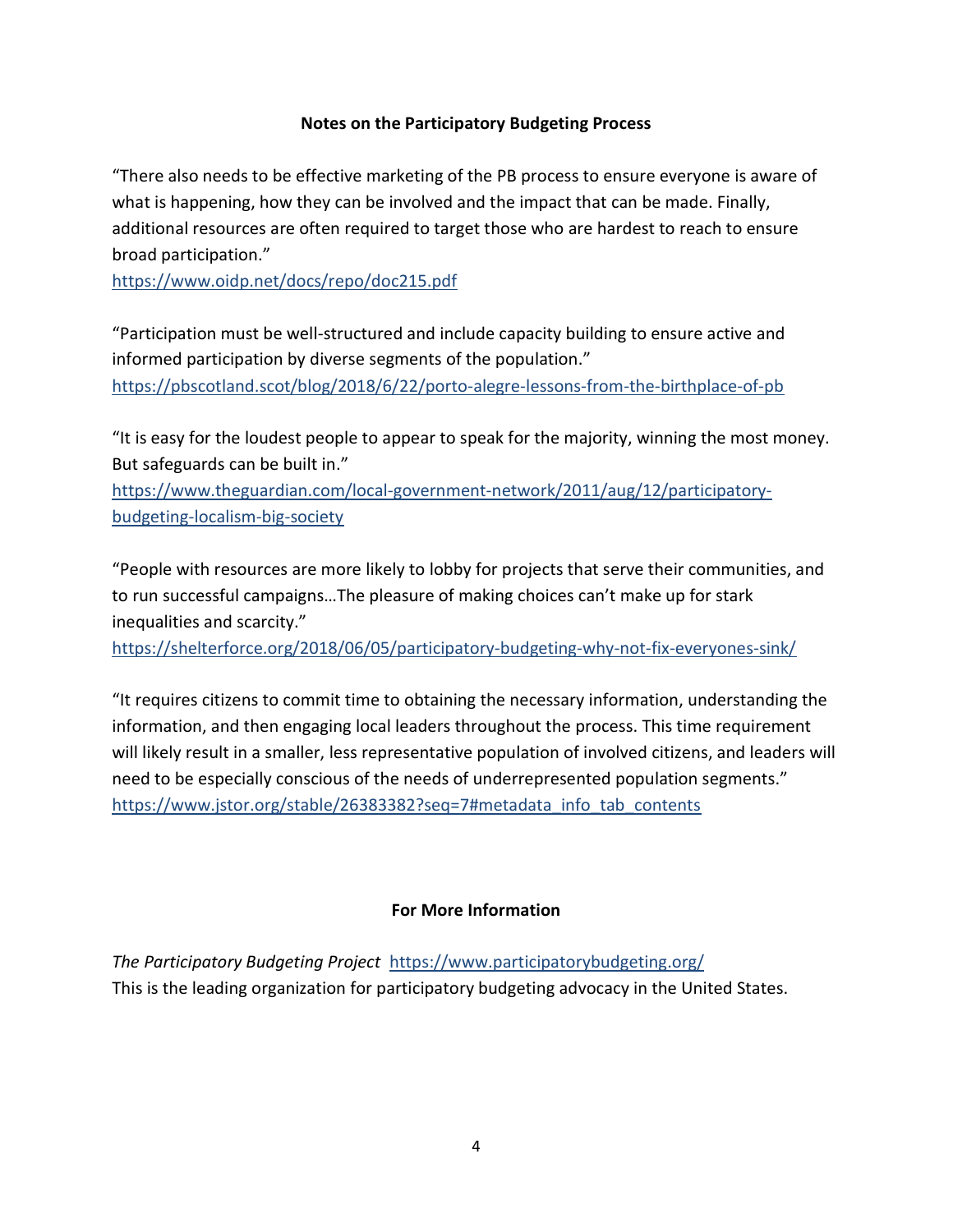## Notes on the Participatory Budgeting Process

"There also needs to be effective marketing of the PB process to ensure everyone is aware of what is happening, how they can be involved and the impact that can be made. Finally, additional resources are often required to target those who are hardest to reach to ensure broad participation."
https://www.oidp.net/docs/repo/doc215.pdf

"Participation must be well-structured and include capacity building to ensure active and informed participation by diverse segments of the population."
https://pbscotland.scot/blog/2018/6/22/porto-alegre-lessons-from-the-birthplace-of-pb

"It is easy for the loudest people to appear to speak for the majority, winning the most money. But safeguards can be built in."
https://www.theguardian.com/local-government-network/2011/aug/12/participatory-budgeting-localism-big-society

"People with resources are more likely to lobby for projects that serve their communities, and to run successful campaigns…The pleasure of making choices can't make up for stark inequalities and scarcity."
https://shelterforce.org/2018/06/05/participatory-budgeting-why-not-fix-everyones-sink/

"It requires citizens to commit time to obtaining the necessary information, understanding the information, and then engaging local leaders throughout the process. This time requirement will likely result in a smaller, less representative population of involved citizens, and leaders will need to be especially conscious of the needs of underrepresented population segments."
https://www.jstor.org/stable/26383382?seq=7#metadata_info_tab_contents

## For More Information

*The Participatory Budgeting Project* https://www.participatorybudgeting.org/
This is the leading organization for participatory budgeting advocacy in the United States.